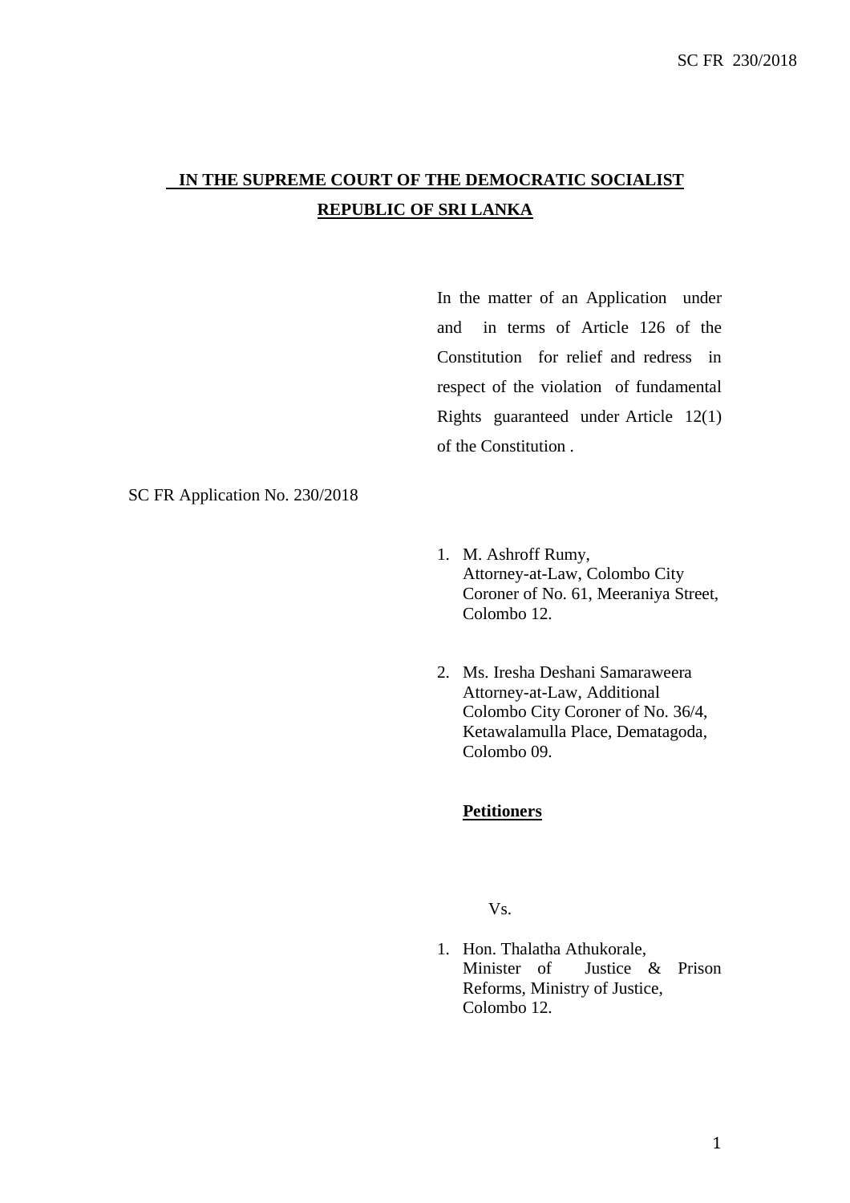**IN THE SUPREME COURT OF THE DEMOCRATIC SOCIALIST REPUBLIC OF SRI LANKA**

In the matter of an Application under and in terms of Article 126 of the Constitution for relief and redress in respect of the violation of fundamental Rights guaranteed under Article 12(1) of the Constitution .

SC FR Application No. 230/2018

1. M. Ashroff Rumy,
   Attorney-at-Law, Colombo City Coroner of No. 61, Meeraniya Street, Colombo 12.

2. Ms. Iresha Deshani Samaraweera
   Attorney-at-Law, Additional Colombo City Coroner of No. 36/4, Ketawalamulla Place, Dematagoda, Colombo 09.

**Petitioners**

Vs.

1. Hon. Thalatha Athukorale,
   Minister of Justice & Prison Reforms, Ministry of Justice, Colombo 12.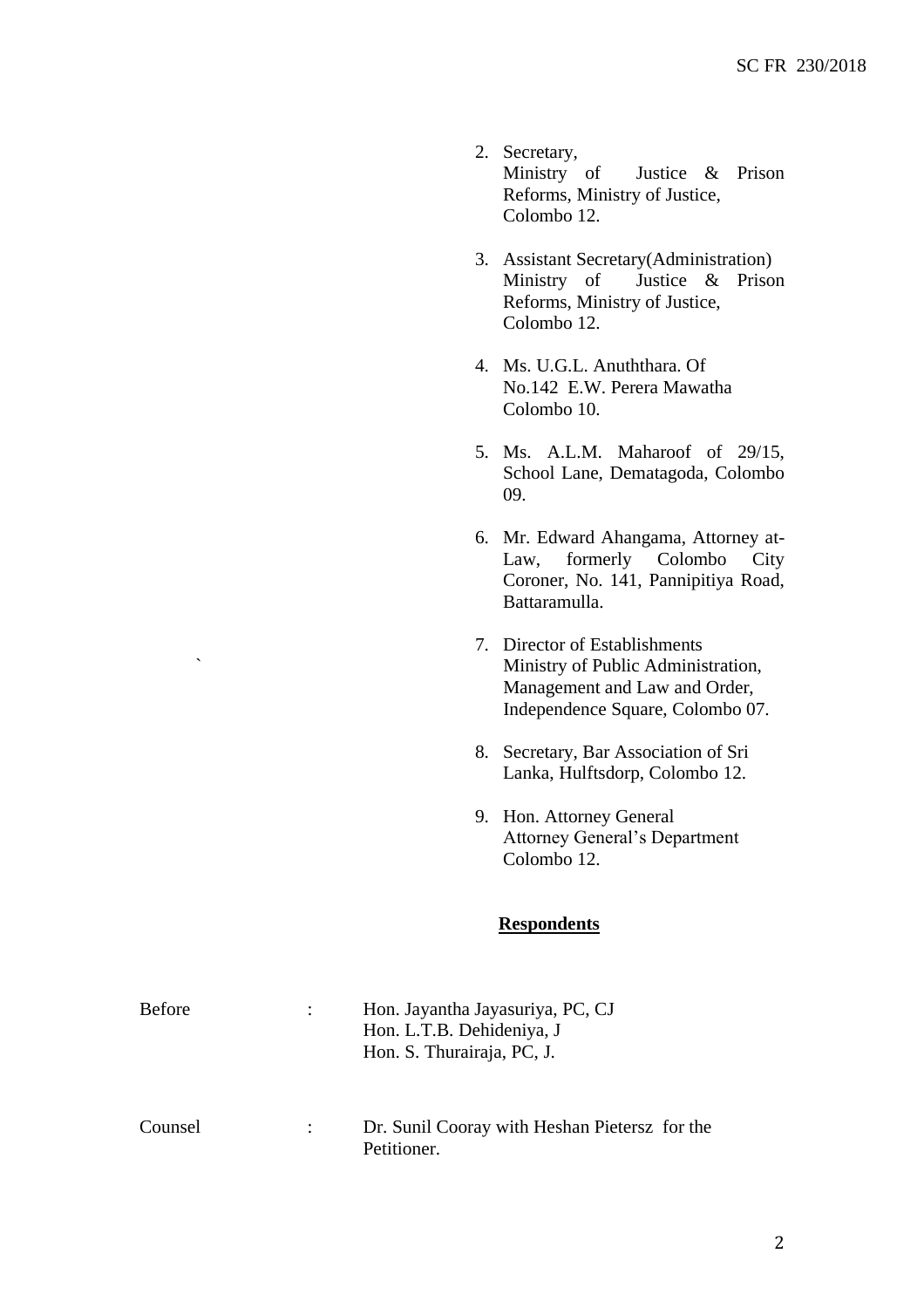2. Secretary,
   Ministry of Justice & Prison Reforms, Ministry of Justice,
   Colombo 12.

3. Assistant Secretary(Administration)
   Ministry of Justice & Prison Reforms, Ministry of Justice,
   Colombo 12.

4. Ms. U.G.L. Anuththara. Of
   No.142 E.W. Perera Mawatha
   Colombo 10.

5. Ms. A.L.M. Maharoof of 29/15, School Lane, Dematagoda, Colombo 09.

6. Mr. Edward Ahangama, Attorney at-Law, formerly Colombo City Coroner, No. 141, Pannipitiya Road, Battaramulla.

7. Director of Establishments
   Ministry of Public Administration, Management and Law and Order, Independence Square, Colombo 07.

8. Secretary, Bar Association of Sri Lanka, Hulftsdorp, Colombo 12.

9. Hon. Attorney General
   Attorney General's Department
   Colombo 12.

**Respondents**

Before : Hon. Jayantha Jayasuriya, PC, CJ
Hon. L.T.B. Dehideniya, J
Hon. S. Thurairaja, PC, J.

Counsel : Dr. Sunil Cooray with Heshan Pietersz for the Petitioner.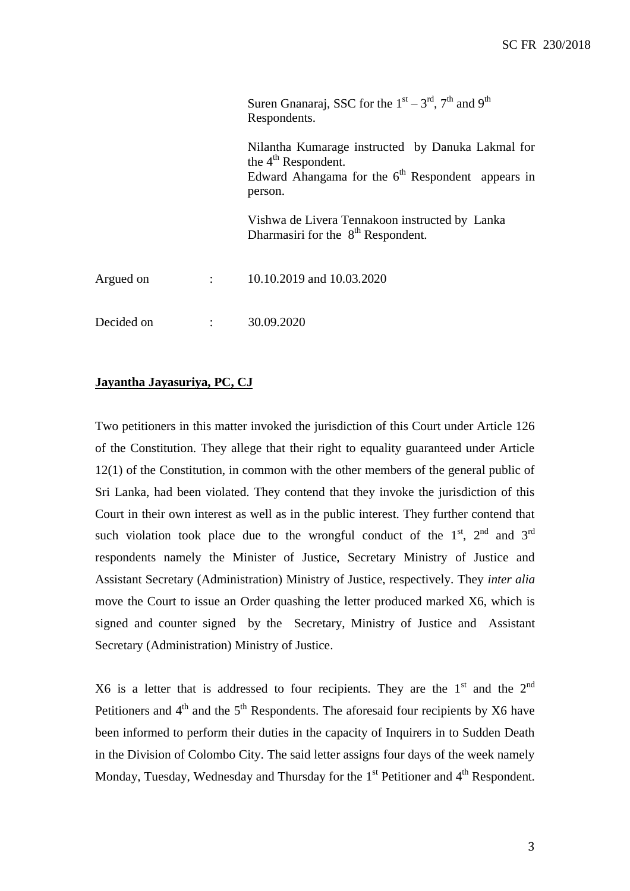Suren Gnanaraj, SSC for the 1st – 3rd, 7th and 9th Respondents.

Nilantha Kumarage instructed by Danuka Lakmal for the 4th Respondent.
Edward Ahangama for the 6th Respondent appears in person.

Vishwa de Livera Tennakoon instructed by Lanka Dharmasiri for the 8th Respondent.

Argued on : 10.10.2019 and 10.03.2020

Decided on : 30.09.2020

**Jayantha Jayasuriya, PC, CJ**

Two petitioners in this matter invoked the jurisdiction of this Court under Article 126 of the Constitution. They allege that their right to equality guaranteed under Article 12(1) of the Constitution, in common with the other members of the general public of Sri Lanka, had been violated. They contend that they invoke the jurisdiction of this Court in their own interest as well as in the public interest. They further contend that such violation took place due to the wrongful conduct of the 1st, 2nd and 3rd respondents namely the Minister of Justice, Secretary Ministry of Justice and Assistant Secretary (Administration) Ministry of Justice, respectively. They *inter alia* move the Court to issue an Order quashing the letter produced marked X6, which is signed and counter signed by the Secretary, Ministry of Justice and Assistant Secretary (Administration) Ministry of Justice.

X6 is a letter that is addressed to four recipients. They are the 1st and the 2nd Petitioners and 4th and the 5th Respondents. The aforesaid four recipients by X6 have been informed to perform their duties in the capacity of Inquirers in to Sudden Death in the Division of Colombo City. The said letter assigns four days of the week namely Monday, Tuesday, Wednesday and Thursday for the 1st Petitioner and 4th Respondent.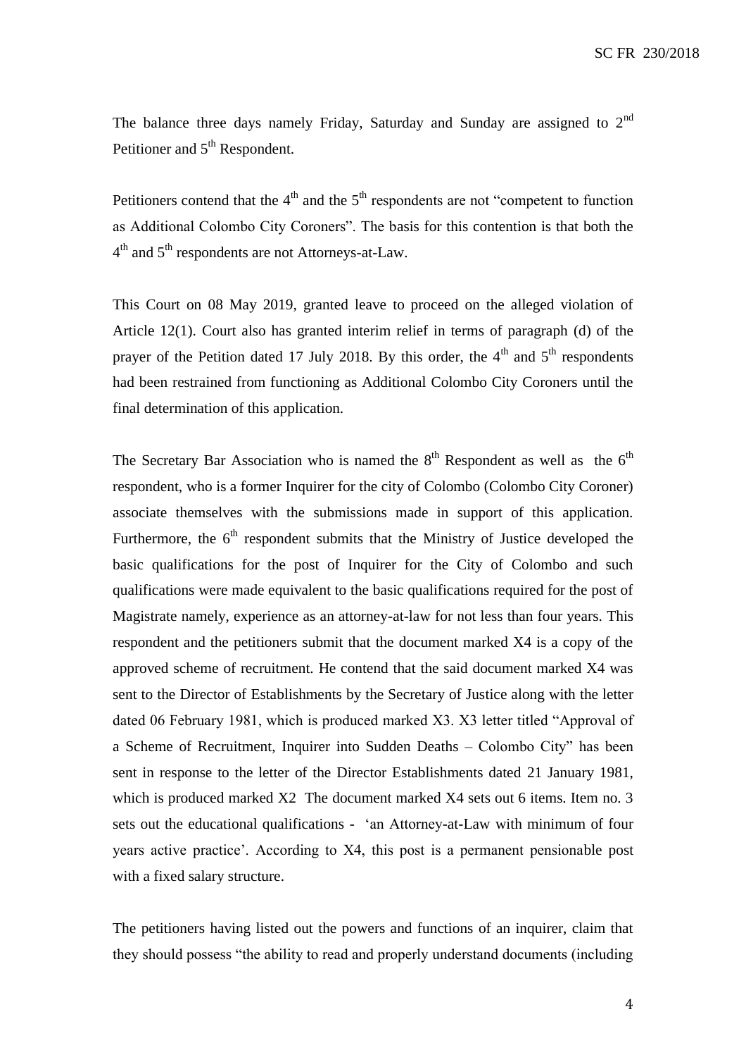The balance three days namely Friday, Saturday and Sunday are assigned to 2nd Petitioner and 5th Respondent.

Petitioners contend that the 4th and the 5th respondents are not "competent to function as Additional Colombo City Coroners". The basis for this contention is that both the 4th and 5th respondents are not Attorneys-at-Law.

This Court on 08 May 2019, granted leave to proceed on the alleged violation of Article 12(1). Court also has granted interim relief in terms of paragraph (d) of the prayer of the Petition dated 17 July 2018. By this order, the 4th and 5th respondents had been restrained from functioning as Additional Colombo City Coroners until the final determination of this application.

The Secretary Bar Association who is named the 8th Respondent as well as the 6th respondent, who is a former Inquirer for the city of Colombo (Colombo City Coroner) associate themselves with the submissions made in support of this application. Furthermore, the 6th respondent submits that the Ministry of Justice developed the basic qualifications for the post of Inquirer for the City of Colombo and such qualifications were made equivalent to the basic qualifications required for the post of Magistrate namely, experience as an attorney-at-law for not less than four years. This respondent and the petitioners submit that the document marked X4 is a copy of the approved scheme of recruitment. He contend that the said document marked X4 was sent to the Director of Establishments by the Secretary of Justice along with the letter dated 06 February 1981, which is produced marked X3. X3 letter titled "Approval of a Scheme of Recruitment, Inquirer into Sudden Deaths – Colombo City" has been sent in response to the letter of the Director Establishments dated 21 January 1981, which is produced marked X2 The document marked X4 sets out 6 items. Item no. 3 sets out the educational qualifications - 'an Attorney-at-Law with minimum of four years active practice'. According to X4, this post is a permanent pensionable post with a fixed salary structure.

The petitioners having listed out the powers and functions of an inquirer, claim that they should possess "the ability to read and properly understand documents (including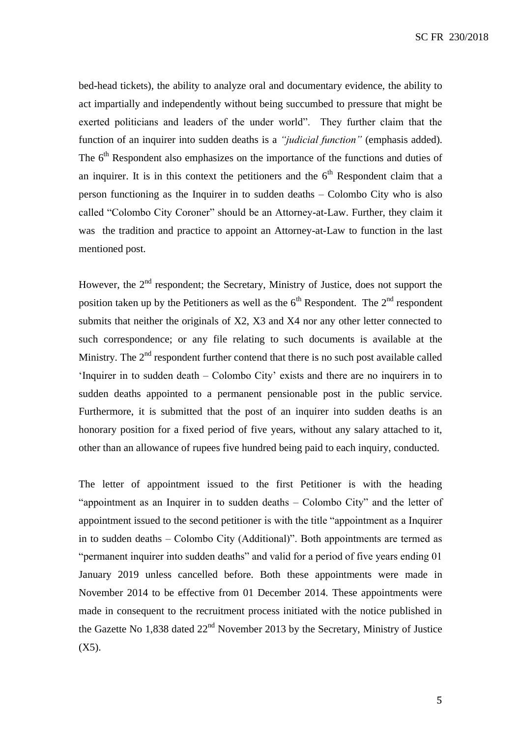bed-head tickets), the ability to analyze oral and documentary evidence, the ability to act impartially and independently without being succumbed to pressure that might be exerted politicians and leaders of the under world". They further claim that the function of an inquirer into sudden deaths is a *"judicial function"* (emphasis added). The 6th Respondent also emphasizes on the importance of the functions and duties of an inquirer. It is in this context the petitioners and the 6th Respondent claim that a person functioning as the Inquirer in to sudden deaths – Colombo City who is also called "Colombo City Coroner" should be an Attorney-at-Law. Further, they claim it was the tradition and practice to appoint an Attorney-at-Law to function in the last mentioned post.

However, the 2nd respondent; the Secretary, Ministry of Justice, does not support the position taken up by the Petitioners as well as the 6th Respondent. The 2nd respondent submits that neither the originals of X2, X3 and X4 nor any other letter connected to such correspondence; or any file relating to such documents is available at the Ministry. The 2nd respondent further contend that there is no such post available called 'Inquirer in to sudden death – Colombo City' exists and there are no inquirers in to sudden deaths appointed to a permanent pensionable post in the public service. Furthermore, it is submitted that the post of an inquirer into sudden deaths is an honorary position for a fixed period of five years, without any salary attached to it, other than an allowance of rupees five hundred being paid to each inquiry, conducted.

The letter of appointment issued to the first Petitioner is with the heading "appointment as an Inquirer in to sudden deaths – Colombo City" and the letter of appointment issued to the second petitioner is with the title "appointment as a Inquirer in to sudden deaths – Colombo City (Additional)". Both appointments are termed as "permanent inquirer into sudden deaths" and valid for a period of five years ending 01 January 2019 unless cancelled before. Both these appointments were made in November 2014 to be effective from 01 December 2014. These appointments were made in consequent to the recruitment process initiated with the notice published in the Gazette No 1,838 dated 22nd November 2013 by the Secretary, Ministry of Justice (X5).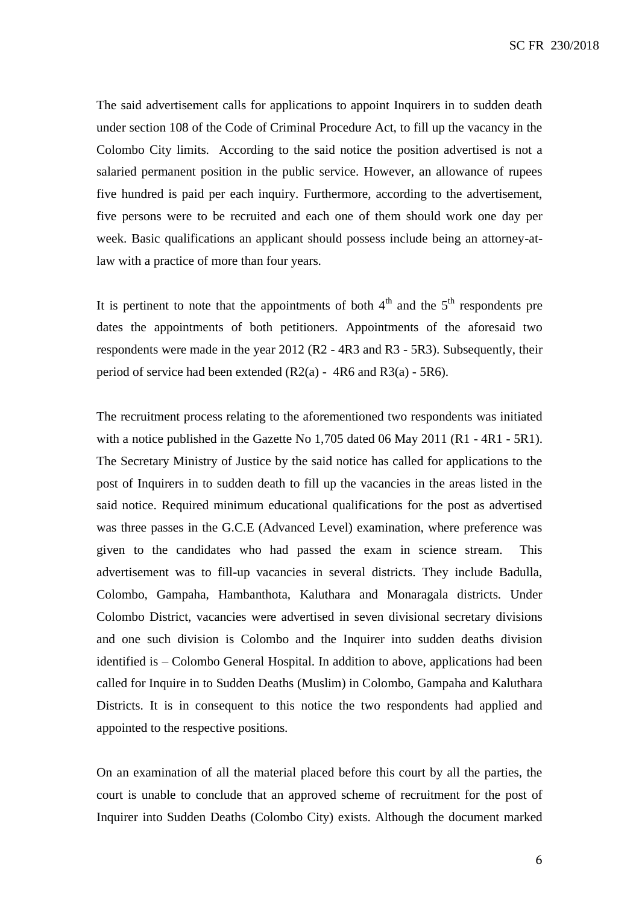The said advertisement calls for applications to appoint Inquirers in to sudden death under section 108 of the Code of Criminal Procedure Act, to fill up the vacancy in the Colombo City limits. According to the said notice the position advertised is not a salaried permanent position in the public service. However, an allowance of rupees five hundred is paid per each inquiry. Furthermore, according to the advertisement, five persons were to be recruited and each one of them should work one day per week. Basic qualifications an applicant should possess include being an attorney-at-law with a practice of more than four years.

It is pertinent to note that the appointments of both 4th and the 5th respondents pre dates the appointments of both petitioners. Appointments of the aforesaid two respondents were made in the year 2012 (R2 - 4R3 and R3 - 5R3). Subsequently, their period of service had been extended (R2(a) - 4R6 and R3(a) - 5R6).

The recruitment process relating to the aforementioned two respondents was initiated with a notice published in the Gazette No 1,705 dated 06 May 2011 (R1 - 4R1 - 5R1). The Secretary Ministry of Justice by the said notice has called for applications to the post of Inquirers in to sudden death to fill up the vacancies in the areas listed in the said notice. Required minimum educational qualifications for the post as advertised was three passes in the G.C.E (Advanced Level) examination, where preference was given to the candidates who had passed the exam in science stream. This advertisement was to fill-up vacancies in several districts. They include Badulla, Colombo, Gampaha, Hambanthota, Kaluthara and Monaragala districts. Under Colombo District, vacancies were advertised in seven divisional secretary divisions and one such division is Colombo and the Inquirer into sudden deaths division identified is – Colombo General Hospital. In addition to above, applications had been called for Inquire in to Sudden Deaths (Muslim) in Colombo, Gampaha and Kaluthara Districts. It is in consequent to this notice the two respondents had applied and appointed to the respective positions.

On an examination of all the material placed before this court by all the parties, the court is unable to conclude that an approved scheme of recruitment for the post of Inquirer into Sudden Deaths (Colombo City) exists. Although the document marked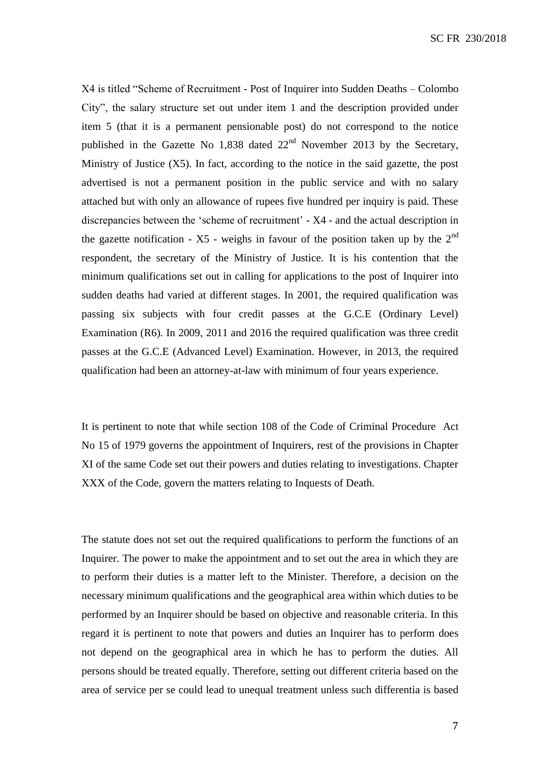X4 is titled "Scheme of Recruitment - Post of Inquirer into Sudden Deaths – Colombo City", the salary structure set out under item 1 and the description provided under item 5 (that it is a permanent pensionable post) do not correspond to the notice published in the Gazette No 1,838 dated 22nd November 2013 by the Secretary, Ministry of Justice (X5). In fact, according to the notice in the said gazette, the post advertised is not a permanent position in the public service and with no salary attached but with only an allowance of rupees five hundred per inquiry is paid. These discrepancies between the 'scheme of recruitment' - X4 - and the actual description in the gazette notification - X5 - weighs in favour of the position taken up by the 2nd respondent, the secretary of the Ministry of Justice. It is his contention that the minimum qualifications set out in calling for applications to the post of Inquirer into sudden deaths had varied at different stages. In 2001, the required qualification was passing six subjects with four credit passes at the G.C.E (Ordinary Level) Examination (R6). In 2009, 2011 and 2016 the required qualification was three credit passes at the G.C.E (Advanced Level) Examination. However, in 2013, the required qualification had been an attorney-at-law with minimum of four years experience.

It is pertinent to note that while section 108 of the Code of Criminal Procedure Act No 15 of 1979 governs the appointment of Inquirers, rest of the provisions in Chapter XI of the same Code set out their powers and duties relating to investigations. Chapter XXX of the Code, govern the matters relating to Inquests of Death.

The statute does not set out the required qualifications to perform the functions of an Inquirer. The power to make the appointment and to set out the area in which they are to perform their duties is a matter left to the Minister. Therefore, a decision on the necessary minimum qualifications and the geographical area within which duties to be performed by an Inquirer should be based on objective and reasonable criteria. In this regard it is pertinent to note that powers and duties an Inquirer has to perform does not depend on the geographical area in which he has to perform the duties. All persons should be treated equally. Therefore, setting out different criteria based on the area of service per se could lead to unequal treatment unless such differentia is based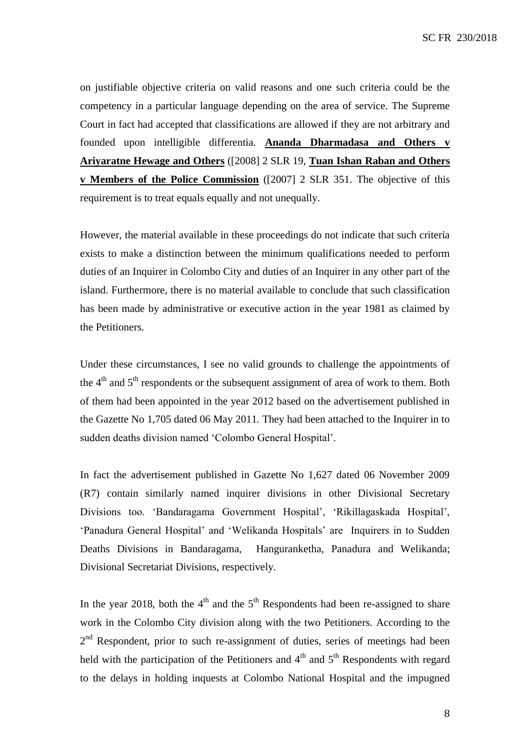on justifiable objective criteria on valid reasons and one such criteria could be the competency in a particular language depending on the area of service. The Supreme Court in fact had accepted that classifications are allowed if they are not arbitrary and founded upon intelligible differentia. **Ananda Dharmadasa and Others v Ariyaratne Hewage and Others** ([2008] 2 SLR 19, **Tuan Ishan Raban and Others v Members of the Police Commission** ([2007] 2 SLR 351. The objective of this requirement is to treat equals equally and not unequally.

However, the material available in these proceedings do not indicate that such criteria exists to make a distinction between the minimum qualifications needed to perform duties of an Inquirer in Colombo City and duties of an Inquirer in any other part of the island. Furthermore, there is no material available to conclude that such classification has been made by administrative or executive action in the year 1981 as claimed by the Petitioners.

Under these circumstances, I see no valid grounds to challenge the appointments of the 4th and 5th respondents or the subsequent assignment of area of work to them. Both of them had been appointed in the year 2012 based on the advertisement published in the Gazette No 1,705 dated 06 May 2011. They had been attached to the Inquirer in to sudden deaths division named 'Colombo General Hospital'.

In fact the advertisement published in Gazette No 1,627 dated 06 November 2009 (R7) contain similarly named inquirer divisions in other Divisional Secretary Divisions too. 'Bandaragama Government Hospital', 'Rikillagaskada Hospital', 'Panadura General Hospital' and 'Welikanda Hospitals' are Inquirers in to Sudden Deaths Divisions in Bandaragama, Hanguranketha, Panadura and Welikanda; Divisional Secretariat Divisions, respectively.

In the year 2018, both the 4th and the 5th Respondents had been re-assigned to share work in the Colombo City division along with the two Petitioners. According to the 2nd Respondent, prior to such re-assignment of duties, series of meetings had been held with the participation of the Petitioners and 4th and 5th Respondents with regard to the delays in holding inquests at Colombo National Hospital and the impugned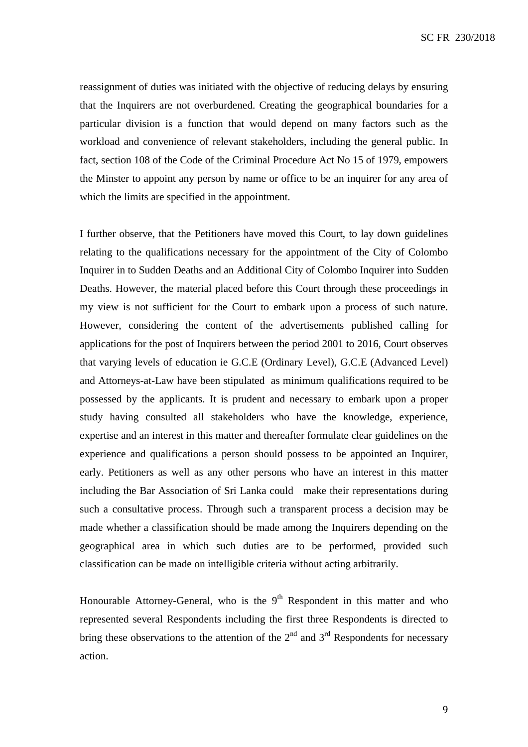reassignment of duties was initiated with the objective of reducing delays by ensuring that the Inquirers are not overburdened. Creating the geographical boundaries for a particular division is a function that would depend on many factors such as the workload and convenience of relevant stakeholders, including the general public. In fact, section 108 of the Code of the Criminal Procedure Act No 15 of 1979, empowers the Minster to appoint any person by name or office to be an inquirer for any area of which the limits are specified in the appointment.

I further observe, that the Petitioners have moved this Court, to lay down guidelines relating to the qualifications necessary for the appointment of the City of Colombo Inquirer in to Sudden Deaths and an Additional City of Colombo Inquirer into Sudden Deaths. However, the material placed before this Court through these proceedings in my view is not sufficient for the Court to embark upon a process of such nature. However, considering the content of the advertisements published calling for applications for the post of Inquirers between the period 2001 to 2016, Court observes that varying levels of education ie G.C.E (Ordinary Level), G.C.E (Advanced Level) and Attorneys-at-Law have been stipulated as minimum qualifications required to be possessed by the applicants. It is prudent and necessary to embark upon a proper study having consulted all stakeholders who have the knowledge, experience, expertise and an interest in this matter and thereafter formulate clear guidelines on the experience and qualifications a person should possess to be appointed an Inquirer, early. Petitioners as well as any other persons who have an interest in this matter including the Bar Association of Sri Lanka could make their representations during such a consultative process. Through such a transparent process a decision may be made whether a classification should be made among the Inquirers depending on the geographical area in which such duties are to be performed, provided such classification can be made on intelligible criteria without acting arbitrarily.

Honourable Attorney-General, who is the 9th Respondent in this matter and who represented several Respondents including the first three Respondents is directed to bring these observations to the attention of the 2nd and 3rd Respondents for necessary action.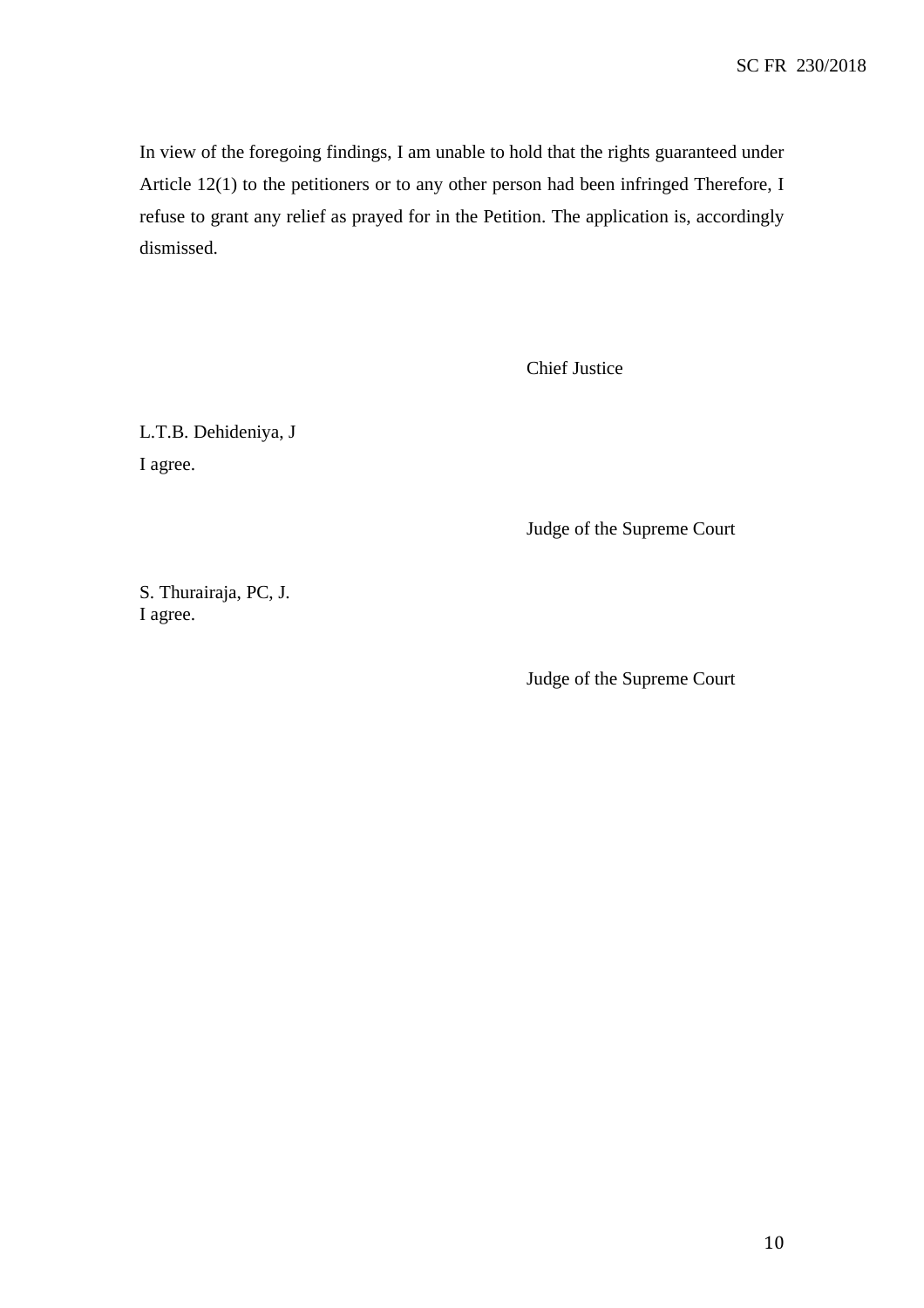In view of the foregoing findings, I am unable to hold that the rights guaranteed under Article 12(1) to the petitioners or to any other person had been infringed Therefore, I refuse to grant any relief as prayed for in the Petition. The application is, accordingly dismissed.

Chief Justice

L.T.B. Dehideniya, J

I agree.

Judge of the Supreme Court

S. Thurairaja, PC, J.

I agree.

Judge of the Supreme Court